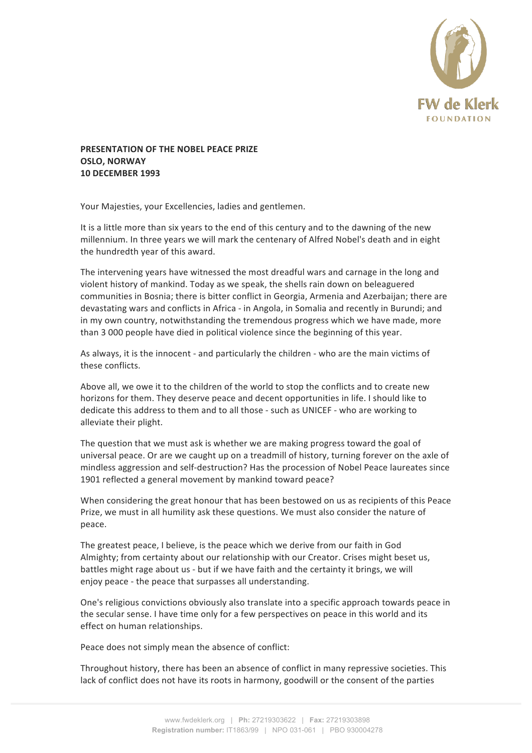**PRESENTATION OF THE NOBEL PEACE PRIZE**
**OSLO, NORWAY**
**10 DECEMBER 1993**

Your Majesties, your Excellencies, ladies and gentlemen.

It is a little more than six years to the end of this century and to the dawning of the new millennium. In three years we will mark the centenary of Alfred Nobel's death and in eight the hundredth year of this award.

The intervening years have witnessed the most dreadful wars and carnage in the long and violent history of mankind. Today as we speak, the shells rain down on beleaguered communities in Bosnia; there is bitter conflict in Georgia, Armenia and Azerbaijan; there are devastating wars and conflicts in Africa - in Angola, in Somalia and recently in Burundi; and in my own country, notwithstanding the tremendous progress which we have made, more than 3 000 people have died in political violence since the beginning of this year.

As always, it is the innocent - and particularly the children - who are the main victims of these conflicts.

Above all, we owe it to the children of the world to stop the conflicts and to create new horizons for them. They deserve peace and decent opportunities in life. I should like to dedicate this address to them and to all those - such as UNICEF - who are working to alleviate their plight.

The question that we must ask is whether we are making progress toward the goal of universal peace. Or are we caught up on a treadmill of history, turning forever on the axle of mindless aggression and self-destruction? Has the procession of Nobel Peace laureates since 1901 reflected a general movement by mankind toward peace?

When considering the great honour that has been bestowed on us as recipients of this Peace Prize, we must in all humility ask these questions. We must also consider the nature of peace.

The greatest peace, I believe, is the peace which we derive from our faith in God Almighty; from certainty about our relationship with our Creator. Crises might beset us, battles might rage about us - but if we have faith and the certainty it brings, we will enjoy peace - the peace that surpasses all understanding.

One's religious convictions obviously also translate into a specific approach towards peace in the secular sense. I have time only for a few perspectives on peace in this world and its effect on human relationships.

Peace does not simply mean the absence of conflict:

Throughout history, there has been an absence of conflict in many repressive societies. This lack of conflict does not have its roots in harmony, goodwill or the consent of the parties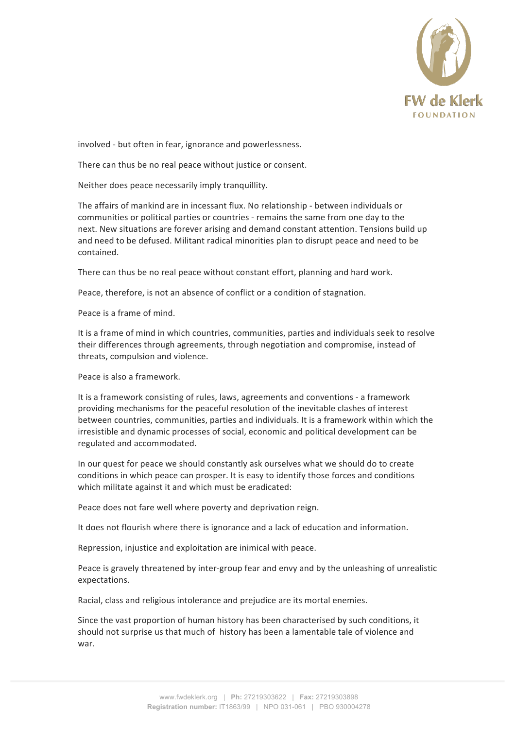involved - but often in fear, ignorance and powerlessness.

There can thus be no real peace without justice or consent.

Neither does peace necessarily imply tranquillity.

The affairs of mankind are in incessant flux. No relationship - between individuals or communities or political parties or countries - remains the same from one day to the next. New situations are forever arising and demand constant attention. Tensions build up and need to be defused. Militant radical minorities plan to disrupt peace and need to be contained.

There can thus be no real peace without constant effort, planning and hard work.

Peace, therefore, is not an absence of conflict or a condition of stagnation.

Peace is a frame of mind.

It is a frame of mind in which countries, communities, parties and individuals seek to resolve their differences through agreements, through negotiation and compromise, instead of threats, compulsion and violence.

Peace is also a framework.

It is a framework consisting of rules, laws, agreements and conventions - a framework providing mechanisms for the peaceful resolution of the inevitable clashes of interest between countries, communities, parties and individuals. It is a framework within which the irresistible and dynamic processes of social, economic and political development can be regulated and accommodated.

In our quest for peace we should constantly ask ourselves what we should do to create conditions in which peace can prosper. It is easy to identify those forces and conditions which militate against it and which must be eradicated:

Peace does not fare well where poverty and deprivation reign.

It does not flourish where there is ignorance and a lack of education and information.

Repression, injustice and exploitation are inimical with peace.

Peace is gravely threatened by inter-group fear and envy and by the unleashing of unrealistic expectations.

Racial, class and religious intolerance and prejudice are its mortal enemies.

Since the vast proportion of human history has been characterised by such conditions, it should not surprise us that much of history has been a lamentable tale of violence and war.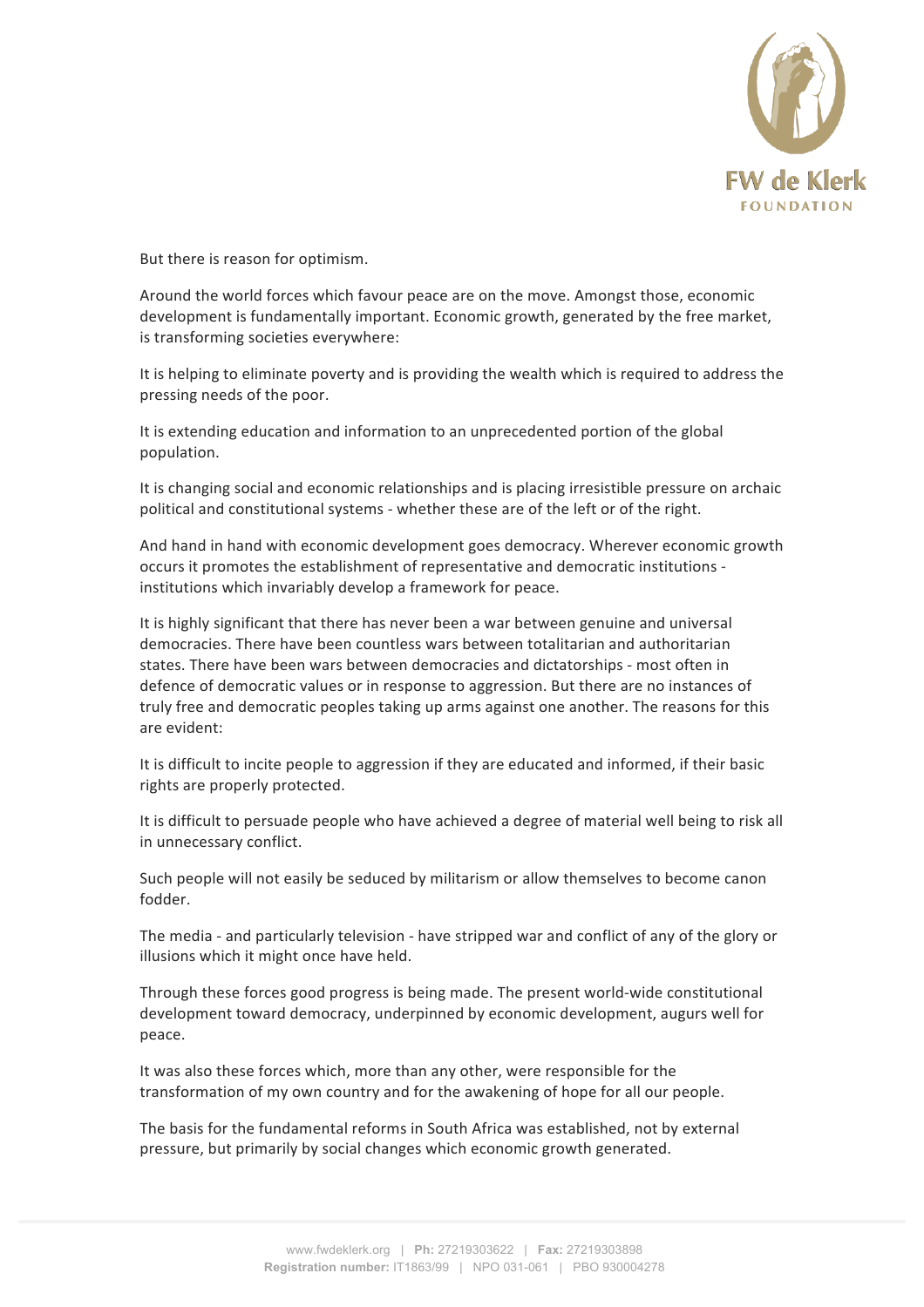But there is reason for optimism.

Around the world forces which favour peace are on the move. Amongst those, economic development is fundamentally important. Economic growth, generated by the free market, is transforming societies everywhere:

It is helping to eliminate poverty and is providing the wealth which is required to address the pressing needs of the poor.

It is extending education and information to an unprecedented portion of the global population.

It is changing social and economic relationships and is placing irresistible pressure on archaic political and constitutional systems - whether these are of the left or of the right.

And hand in hand with economic development goes democracy. Wherever economic growth occurs it promotes the establishment of representative and democratic institutions - institutions which invariably develop a framework for peace.

It is highly significant that there has never been a war between genuine and universal democracies. There have been countless wars between totalitarian and authoritarian states. There have been wars between democracies and dictatorships - most often in defence of democratic values or in response to aggression. But there are no instances of truly free and democratic peoples taking up arms against one another. The reasons for this are evident:

It is difficult to incite people to aggression if they are educated and informed, if their basic rights are properly protected.

It is difficult to persuade people who have achieved a degree of material well being to risk all in unnecessary conflict.

Such people will not easily be seduced by militarism or allow themselves to become canon fodder.

The media - and particularly television - have stripped war and conflict of any of the glory or illusions which it might once have held.

Through these forces good progress is being made. The present world-wide constitutional development toward democracy, underpinned by economic development, augurs well for peace.

It was also these forces which, more than any other, were responsible for the transformation of my own country and for the awakening of hope for all our people.

The basis for the fundamental reforms in South Africa was established, not by external pressure, but primarily by social changes which economic growth generated.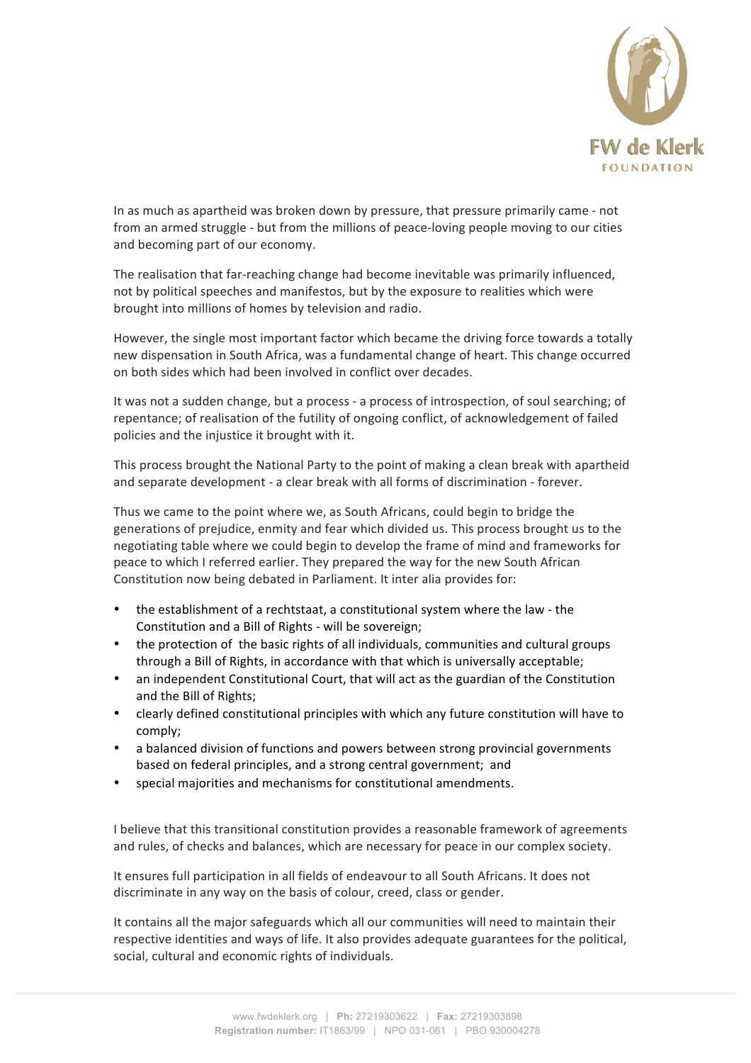In as much as apartheid was broken down by pressure, that pressure primarily came - not from an armed struggle - but from the millions of peace-loving people moving to our cities and becoming part of our economy.

The realisation that far-reaching change had become inevitable was primarily influenced, not by political speeches and manifestos, but by the exposure to realities which were brought into millions of homes by television and radio.

However, the single most important factor which became the driving force towards a totally new dispensation in South Africa, was a fundamental change of heart. This change occurred on both sides which had been involved in conflict over decades.

It was not a sudden change, but a process - a process of introspection, of soul searching; of repentance; of realisation of the futility of ongoing conflict, of acknowledgement of failed policies and the injustice it brought with it.

This process brought the National Party to the point of making a clean break with apartheid and separate development - a clear break with all forms of discrimination - forever.

Thus we came to the point where we, as South Africans, could begin to bridge the generations of prejudice, enmity and fear which divided us. This process brought us to the negotiating table where we could begin to develop the frame of mind and frameworks for peace to which I referred earlier. They prepared the way for the new South African Constitution now being debated in Parliament. It inter alia provides for:

- the establishment of a rechtstaat, a constitutional system where the law - the Constitution and a Bill of Rights - will be sovereign;
- the protection of the basic rights of all individuals, communities and cultural groups through a Bill of Rights, in accordance with that which is universally acceptable;
- an independent Constitutional Court, that will act as the guardian of the Constitution and the Bill of Rights;
- clearly defined constitutional principles with which any future constitution will have to comply;
- a balanced division of functions and powers between strong provincial governments based on federal principles, and a strong central government; and
- special majorities and mechanisms for constitutional amendments.

I believe that this transitional constitution provides a reasonable framework of agreements and rules, of checks and balances, which are necessary for peace in our complex society.

It ensures full participation in all fields of endeavour to all South Africans. It does not discriminate in any way on the basis of colour, creed, class or gender.

It contains all the major safeguards which all our communities will need to maintain their respective identities and ways of life. It also provides adequate guarantees for the political, social, cultural and economic rights of individuals.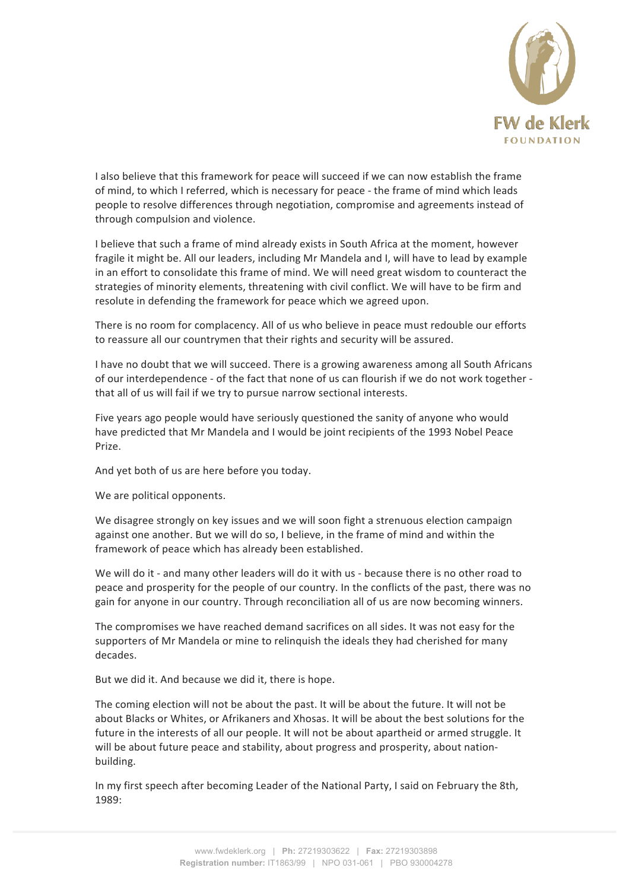I also believe that this framework for peace will succeed if we can now establish the frame of mind, to which I referred, which is necessary for peace - the frame of mind which leads people to resolve differences through negotiation, compromise and agreements instead of through compulsion and violence.

I believe that such a frame of mind already exists in South Africa at the moment, however fragile it might be. All our leaders, including Mr Mandela and I, will have to lead by example in an effort to consolidate this frame of mind. We will need great wisdom to counteract the strategies of minority elements, threatening with civil conflict. We will have to be firm and resolute in defending the framework for peace which we agreed upon.

There is no room for complacency. All of us who believe in peace must redouble our efforts to reassure all our countrymen that their rights and security will be assured.

I have no doubt that we will succeed. There is a growing awareness among all South Africans of our interdependence - of the fact that none of us can flourish if we do not work together - that all of us will fail if we try to pursue narrow sectional interests.

Five years ago people would have seriously questioned the sanity of anyone who would have predicted that Mr Mandela and I would be joint recipients of the 1993 Nobel Peace Prize.

And yet both of us are here before you today.

We are political opponents.

We disagree strongly on key issues and we will soon fight a strenuous election campaign against one another. But we will do so, I believe, in the frame of mind and within the framework of peace which has already been established.

We will do it - and many other leaders will do it with us - because there is no other road to peace and prosperity for the people of our country. In the conflicts of the past, there was no gain for anyone in our country. Through reconciliation all of us are now becoming winners.

The compromises we have reached demand sacrifices on all sides. It was not easy for the supporters of Mr Mandela or mine to relinquish the ideals they had cherished for many decades.

But we did it. And because we did it, there is hope.

The coming election will not be about the past. It will be about the future. It will not be about Blacks or Whites, or Afrikaners and Xhosas. It will be about the best solutions for the future in the interests of all our people. It will not be about apartheid or armed struggle. It will be about future peace and stability, about progress and prosperity, about nation-building.

In my first speech after becoming Leader of the National Party, I said on February the 8th, 1989: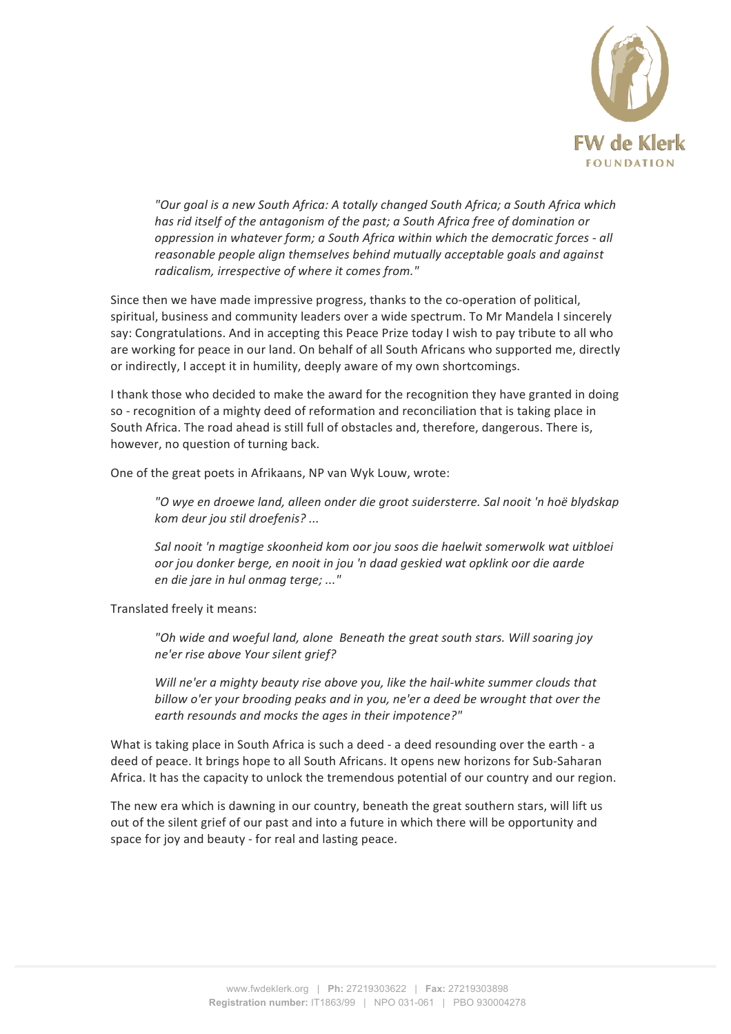*"Our goal is a new South Africa: A totally changed South Africa; a South Africa which has rid itself of the antagonism of the past; a South Africa free of domination or oppression in whatever form; a South Africa within which the democratic forces - all reasonable people align themselves behind mutually acceptable goals and against radicalism, irrespective of where it comes from."*

Since then we have made impressive progress, thanks to the co-operation of political, spiritual, business and community leaders over a wide spectrum. To Mr Mandela I sincerely say: Congratulations. And in accepting this Peace Prize today I wish to pay tribute to all who are working for peace in our land. On behalf of all South Africans who supported me, directly or indirectly, I accept it in humility, deeply aware of my own shortcomings.

I thank those who decided to make the award for the recognition they have granted in doing so - recognition of a mighty deed of reformation and reconciliation that is taking place in South Africa. The road ahead is still full of obstacles and, therefore, dangerous. There is, however, no question of turning back.

One of the great poets in Afrikaans, NP van Wyk Louw, wrote:

*"O wye en droewe land, alleen onder die groot suidersterre. Sal nooit 'n hoë blydskap kom deur jou stil droefenis? ...*

*Sal nooit 'n magtige skoonheid kom oor jou soos die haelwit somerwolk wat uitbloei oor jou donker berge, en nooit in jou 'n daad geskied wat opklink oor die aarde en die jare in hul onmag terge; ..."*

Translated freely it means:

*"Oh wide and woeful land, alone Beneath the great south stars. Will soaring joy ne'er rise above Your silent grief?*

*Will ne'er a mighty beauty rise above you, like the hail-white summer clouds that billow o'er your brooding peaks and in you, ne'er a deed be wrought that over the earth resounds and mocks the ages in their impotence?"*

What is taking place in South Africa is such a deed - a deed resounding over the earth - a deed of peace. It brings hope to all South Africans. It opens new horizons for Sub-Saharan Africa. It has the capacity to unlock the tremendous potential of our country and our region.

The new era which is dawning in our country, beneath the great southern stars, will lift us out of the silent grief of our past and into a future in which there will be opportunity and space for joy and beauty - for real and lasting peace.